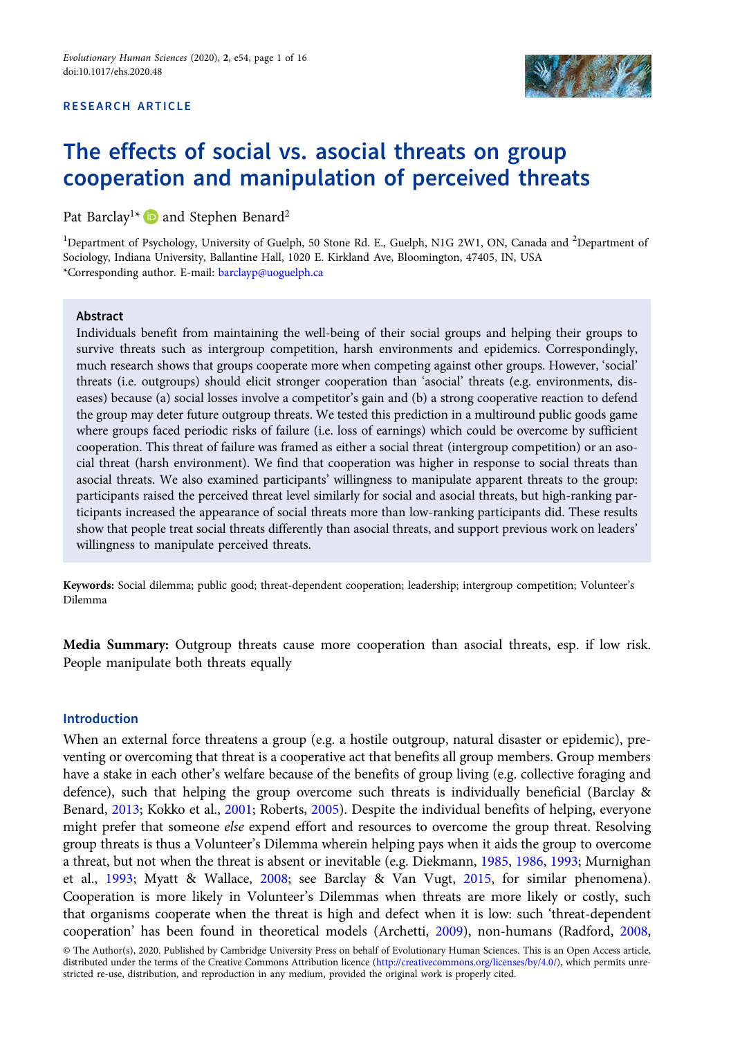RESEARCH ARTICLE

# The effects of social vs. asocial threats on group cooperation and manipulation of perceived threats

Pat Barclay[1]* and Stephen Benard[2]

[1]Department of Psychology, University of Guelph, 50 Stone Rd. E., Guelph, N1G 2W1, ON, Canada and [2]Department of Sociology, Indiana University, Ballantine Hall, 1020 E. Kirkland Ave, Bloomington, 47405, IN, USA
*Corresponding author. E-mail: barclayp@uoguelph.ca

## Abstract

Individuals benefit from maintaining the well-being of their social groups and helping their groups to survive threats such as intergroup competition, harsh environments and epidemics. Correspondingly, much research shows that groups cooperate more when competing against other groups. However, 'social' threats (i.e. outgroups) should elicit stronger cooperation than 'asocial' threats (e.g. environments, diseases) because (a) social losses involve a competitor's gain and (b) a strong cooperative reaction to defend the group may deter future outgroup threats. We tested this prediction in a multiround public goods game where groups faced periodic risks of failure (i.e. loss of earnings) which could be overcome by sufficient cooperation. This threat of failure was framed as either a social threat (intergroup competition) or an asocial threat (harsh environment). We find that cooperation was higher in response to social threats than asocial threats. We also examined participants' willingness to manipulate apparent threats to the group: participants raised the perceived threat level similarly for social and asocial threats, but high-ranking participants increased the appearance of social threats more than low-ranking participants did. These results show that people treat social threats differently than asocial threats, and support previous work on leaders' willingness to manipulate perceived threats.

**Keywords:** Social dilemma; public good; threat-dependent cooperation; leadership; intergroup competition; Volunteer's Dilemma

**Media Summary:** Outgroup threats cause more cooperation than asocial threats, esp. if low risk. People manipulate both threats equally

## Introduction

When an external force threatens a group (e.g. a hostile outgroup, natural disaster or epidemic), preventing or overcoming that threat is a cooperative act that benefits all group members. Group members have a stake in each other's welfare because of the benefits of group living (e.g. collective foraging and defence), such that helping the group overcome such threats is individually beneficial (Barclay & Benard, 2013; Kokko et al., 2001; Roberts, 2005). Despite the individual benefits of helping, everyone might prefer that someone *else* expend effort and resources to overcome the group threat. Resolving group threats is thus a Volunteer's Dilemma wherein helping pays when it aids the group to overcome a threat, but not when the threat is absent or inevitable (e.g. Diekmann, 1985, 1986, 1993; Murnighan et al., 1993; Myatt & Wallace, 2008; see Barclay & Van Vugt, 2015, for similar phenomena). Cooperation is more likely in Volunteer's Dilemmas when threats are more likely or costly, such that organisms cooperate when the threat is high and defect when it is low: such 'threat-dependent cooperation' has been found in theoretical models (Archetti, 2009), non-humans (Radford, 2008,

© The Author(s), 2020. Published by Cambridge University Press on behalf of Evolutionary Human Sciences. This is an Open Access article, distributed under the terms of the Creative Commons Attribution licence (http://creativecommons.org/licenses/by/4.0/), which permits unrestricted re-use, distribution, and reproduction in any medium, provided the original work is properly cited.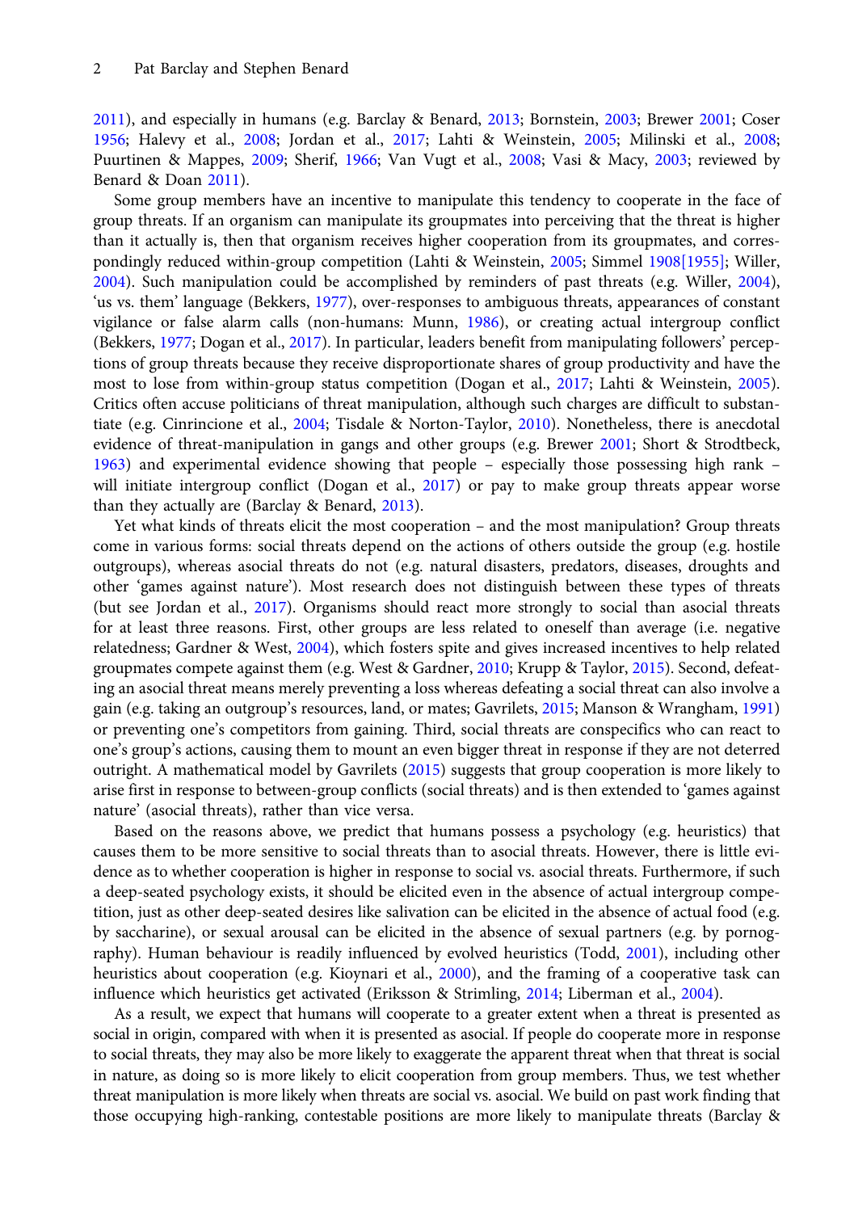2011), and especially in humans (e.g. Barclay & Benard, 2013; Bornstein, 2003; Brewer 2001; Coser 1956; Halevy et al., 2008; Jordan et al., 2017; Lahti & Weinstein, 2005; Milinski et al., 2008; Puurtinen & Mappes, 2009; Sherif, 1966; Van Vugt et al., 2008; Vasi & Macy, 2003; reviewed by Benard & Doan 2011).

Some group members have an incentive to manipulate this tendency to cooperate in the face of group threats. If an organism can manipulate its groupmates into perceiving that the threat is higher than it actually is, then that organism receives higher cooperation from its groupmates, and correspondingly reduced within-group competition (Lahti & Weinstein, 2005; Simmel 1908[1955]; Willer, 2004). Such manipulation could be accomplished by reminders of past threats (e.g. Willer, 2004), 'us vs. them' language (Bekkers, 1977), over-responses to ambiguous threats, appearances of constant vigilance or false alarm calls (non-humans: Munn, 1986), or creating actual intergroup conflict (Bekkers, 1977; Dogan et al., 2017). In particular, leaders benefit from manipulating followers' perceptions of group threats because they receive disproportionate shares of group productivity and have the most to lose from within-group status competition (Dogan et al., 2017; Lahti & Weinstein, 2005). Critics often accuse politicians of threat manipulation, although such charges are difficult to substantiate (e.g. Cinrincione et al., 2004; Tisdale & Norton-Taylor, 2010). Nonetheless, there is anecdotal evidence of threat-manipulation in gangs and other groups (e.g. Brewer 2001; Short & Strodtbeck, 1963) and experimental evidence showing that people – especially those possessing high rank – will initiate intergroup conflict (Dogan et al., 2017) or pay to make group threats appear worse than they actually are (Barclay & Benard, 2013).

Yet what kinds of threats elicit the most cooperation – and the most manipulation? Group threats come in various forms: social threats depend on the actions of others outside the group (e.g. hostile outgroups), whereas asocial threats do not (e.g. natural disasters, predators, diseases, droughts and other 'games against nature'). Most research does not distinguish between these types of threats (but see Jordan et al., 2017). Organisms should react more strongly to social than asocial threats for at least three reasons. First, other groups are less related to oneself than average (i.e. negative relatedness; Gardner & West, 2004), which fosters spite and gives increased incentives to help related groupmates compete against them (e.g. West & Gardner, 2010; Krupp & Taylor, 2015). Second, defeating an asocial threat means merely preventing a loss whereas defeating a social threat can also involve a gain (e.g. taking an outgroup's resources, land, or mates; Gavrilets, 2015; Manson & Wrangham, 1991) or preventing one's competitors from gaining. Third, social threats are conspecifics who can react to one's group's actions, causing them to mount an even bigger threat in response if they are not deterred outright. A mathematical model by Gavrilets (2015) suggests that group cooperation is more likely to arise first in response to between-group conflicts (social threats) and is then extended to 'games against nature' (asocial threats), rather than vice versa.

Based on the reasons above, we predict that humans possess a psychology (e.g. heuristics) that causes them to be more sensitive to social threats than to asocial threats. However, there is little evidence as to whether cooperation is higher in response to social vs. asocial threats. Furthermore, if such a deep-seated psychology exists, it should be elicited even in the absence of actual intergroup competition, just as other deep-seated desires like salivation can be elicited in the absence of actual food (e.g. by saccharine), or sexual arousal can be elicited in the absence of sexual partners (e.g. by pornography). Human behaviour is readily influenced by evolved heuristics (Todd, 2001), including other heuristics about cooperation (e.g. Kioynari et al., 2000), and the framing of a cooperative task can influence which heuristics get activated (Eriksson & Strimling, 2014; Liberman et al., 2004).

As a result, we expect that humans will cooperate to a greater extent when a threat is presented as social in origin, compared with when it is presented as asocial. If people do cooperate more in response to social threats, they may also be more likely to exaggerate the apparent threat when that threat is social in nature, as doing so is more likely to elicit cooperation from group members. Thus, we test whether threat manipulation is more likely when threats are social vs. asocial. We build on past work finding that those occupying high-ranking, contestable positions are more likely to manipulate threats (Barclay &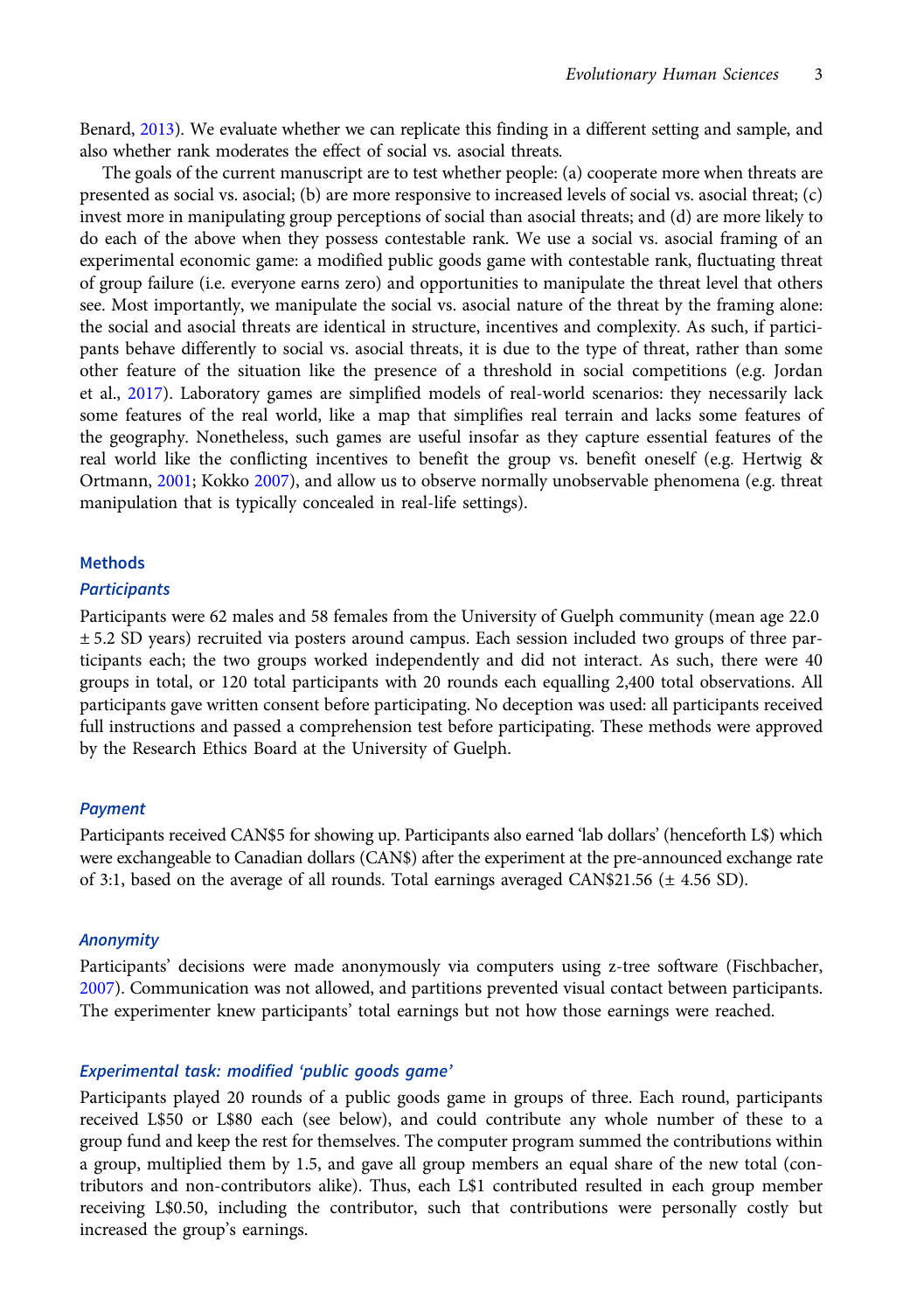Benard, 2013). We evaluate whether we can replicate this finding in a different setting and sample, and also whether rank moderates the effect of social vs. asocial threats.

The goals of the current manuscript are to test whether people: (a) cooperate more when threats are presented as social vs. asocial; (b) are more responsive to increased levels of social vs. asocial threat; (c) invest more in manipulating group perceptions of social than asocial threats; and (d) are more likely to do each of the above when they possess contestable rank. We use a social vs. asocial framing of an experimental economic game: a modified public goods game with contestable rank, fluctuating threat of group failure (i.e. everyone earns zero) and opportunities to manipulate the threat level that others see. Most importantly, we manipulate the social vs. asocial nature of the threat by the framing alone: the social and asocial threats are identical in structure, incentives and complexity. As such, if participants behave differently to social vs. asocial threats, it is due to the type of threat, rather than some other feature of the situation like the presence of a threshold in social competitions (e.g. Jordan et al., 2017). Laboratory games are simplified models of real-world scenarios: they necessarily lack some features of the real world, like a map that simplifies real terrain and lacks some features of the geography. Nonetheless, such games are useful insofar as they capture essential features of the real world like the conflicting incentives to benefit the group vs. benefit oneself (e.g. Hertwig & Ortmann, 2001; Kokko 2007), and allow us to observe normally unobservable phenomena (e.g. threat manipulation that is typically concealed in real-life settings).

## Methods

### Participants

Participants were 62 males and 58 females from the University of Guelph community (mean age 22.0 ± 5.2 SD years) recruited via posters around campus. Each session included two groups of three participants each; the two groups worked independently and did not interact. As such, there were 40 groups in total, or 120 total participants with 20 rounds each equalling 2,400 total observations. All participants gave written consent before participating. No deception was used: all participants received full instructions and passed a comprehension test before participating. These methods were approved by the Research Ethics Board at the University of Guelph.

### Payment

Participants received CAN$5 for showing up. Participants also earned 'lab dollars' (henceforth L$) which were exchangeable to Canadian dollars (CAN$) after the experiment at the pre-announced exchange rate of 3:1, based on the average of all rounds. Total earnings averaged CAN$21.56 (± 4.56 SD).

### Anonymity

Participants' decisions were made anonymously via computers using z-tree software (Fischbacher, 2007). Communication was not allowed, and partitions prevented visual contact between participants. The experimenter knew participants' total earnings but not how those earnings were reached.

### Experimental task: modified 'public goods game'

Participants played 20 rounds of a public goods game in groups of three. Each round, participants received L$50 or L$80 each (see below), and could contribute any whole number of these to a group fund and keep the rest for themselves. The computer program summed the contributions within a group, multiplied them by 1.5, and gave all group members an equal share of the new total (contributors and non-contributors alike). Thus, each L$1 contributed resulted in each group member receiving L$0.50, including the contributor, such that contributions were personally costly but increased the group's earnings.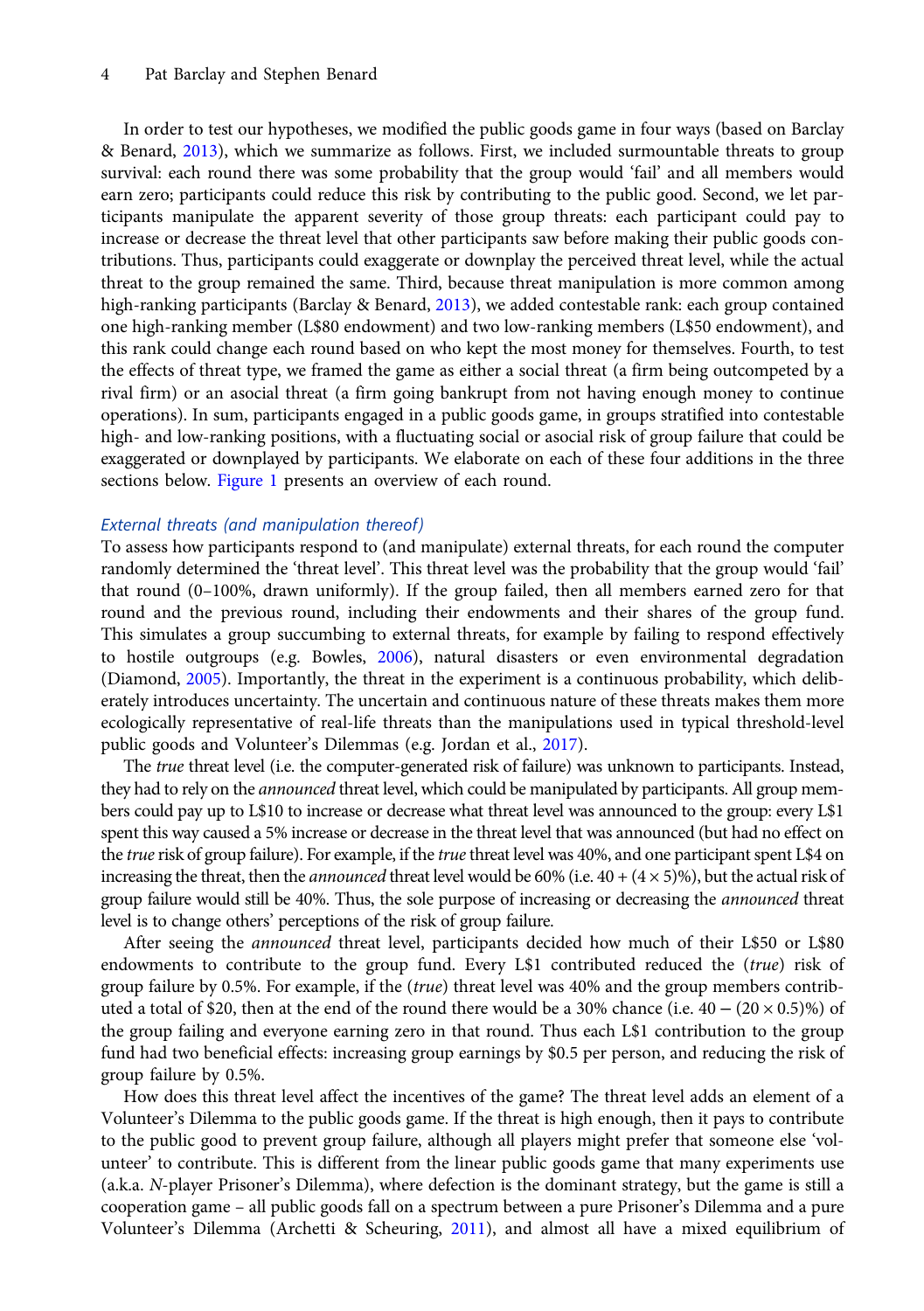In order to test our hypotheses, we modified the public goods game in four ways (based on Barclay & Benard, 2013), which we summarize as follows. First, we included surmountable threats to group survival: each round there was some probability that the group would 'fail' and all members would earn zero; participants could reduce this risk by contributing to the public good. Second, we let participants manipulate the apparent severity of those group threats: each participant could pay to increase or decrease the threat level that other participants saw before making their public goods contributions. Thus, participants could exaggerate or downplay the perceived threat level, while the actual threat to the group remained the same. Third, because threat manipulation is more common among high-ranking participants (Barclay & Benard, 2013), we added contestable rank: each group contained one high-ranking member (L$80 endowment) and two low-ranking members (L$50 endowment), and this rank could change each round based on who kept the most money for themselves. Fourth, to test the effects of threat type, we framed the game as either a social threat (a firm being outcompeted by a rival firm) or an asocial threat (a firm going bankrupt from not having enough money to continue operations). In sum, participants engaged in a public goods game, in groups stratified into contestable high- and low-ranking positions, with a fluctuating social or asocial risk of group failure that could be exaggerated or downplayed by participants. We elaborate on each of these four additions in the three sections below. Figure 1 presents an overview of each round.

### *External threats (and manipulation thereof)*

To assess how participants respond to (and manipulate) external threats, for each round the computer randomly determined the 'threat level'. This threat level was the probability that the group would 'fail' that round (0–100%, drawn uniformly). If the group failed, then all members earned zero for that round and the previous round, including their endowments and their shares of the group fund. This simulates a group succumbing to external threats, for example by failing to respond effectively to hostile outgroups (e.g. Bowles, 2006), natural disasters or even environmental degradation (Diamond, 2005). Importantly, the threat in the experiment is a continuous probability, which deliberately introduces uncertainty. The uncertain and continuous nature of these threats makes them more ecologically representative of real-life threats than the manipulations used in typical threshold-level public goods and Volunteer's Dilemmas (e.g. Jordan et al., 2017).

The *true* threat level (i.e. the computer-generated risk of failure) was unknown to participants. Instead, they had to rely on the *announced* threat level, which could be manipulated by participants. All group members could pay up to L$10 to increase or decrease what threat level was announced to the group: every L$1 spent this way caused a 5% increase or decrease in the threat level that was announced (but had no effect on the *true* risk of group failure). For example, if the *true* threat level was 40%, and one participant spent L$4 on increasing the threat, then the *announced* threat level would be 60% (i.e. $40 + (4 \times 5)$%), but the actual risk of group failure would still be 40%. Thus, the sole purpose of increasing or decreasing the *announced* threat level is to change others' perceptions of the risk of group failure.

After seeing the *announced* threat level, participants decided how much of their L$50 or L$80 endowments to contribute to the group fund. Every L$1 contributed reduced the (*true*) risk of group failure by 0.5%. For example, if the (*true*) threat level was 40% and the group members contributed a total of $20, then at the end of the round there would be a 30% chance (i.e. $40 - (20 \times 0.5)$%) of the group failing and everyone earning zero in that round. Thus each L$1 contribution to the group fund had two beneficial effects: increasing group earnings by $0.5 per person, and reducing the risk of group failure by 0.5%.

How does this threat level affect the incentives of the game? The threat level adds an element of a Volunteer's Dilemma to the public goods game. If the threat is high enough, then it pays to contribute to the public good to prevent group failure, although all players might prefer that someone else 'volunteer' to contribute. This is different from the linear public goods game that many experiments use (a.k.a. *N*-player Prisoner's Dilemma), where defection is the dominant strategy, but the game is still a cooperation game – all public goods fall on a spectrum between a pure Prisoner's Dilemma and a pure Volunteer's Dilemma (Archetti & Scheuring, 2011), and almost all have a mixed equilibrium of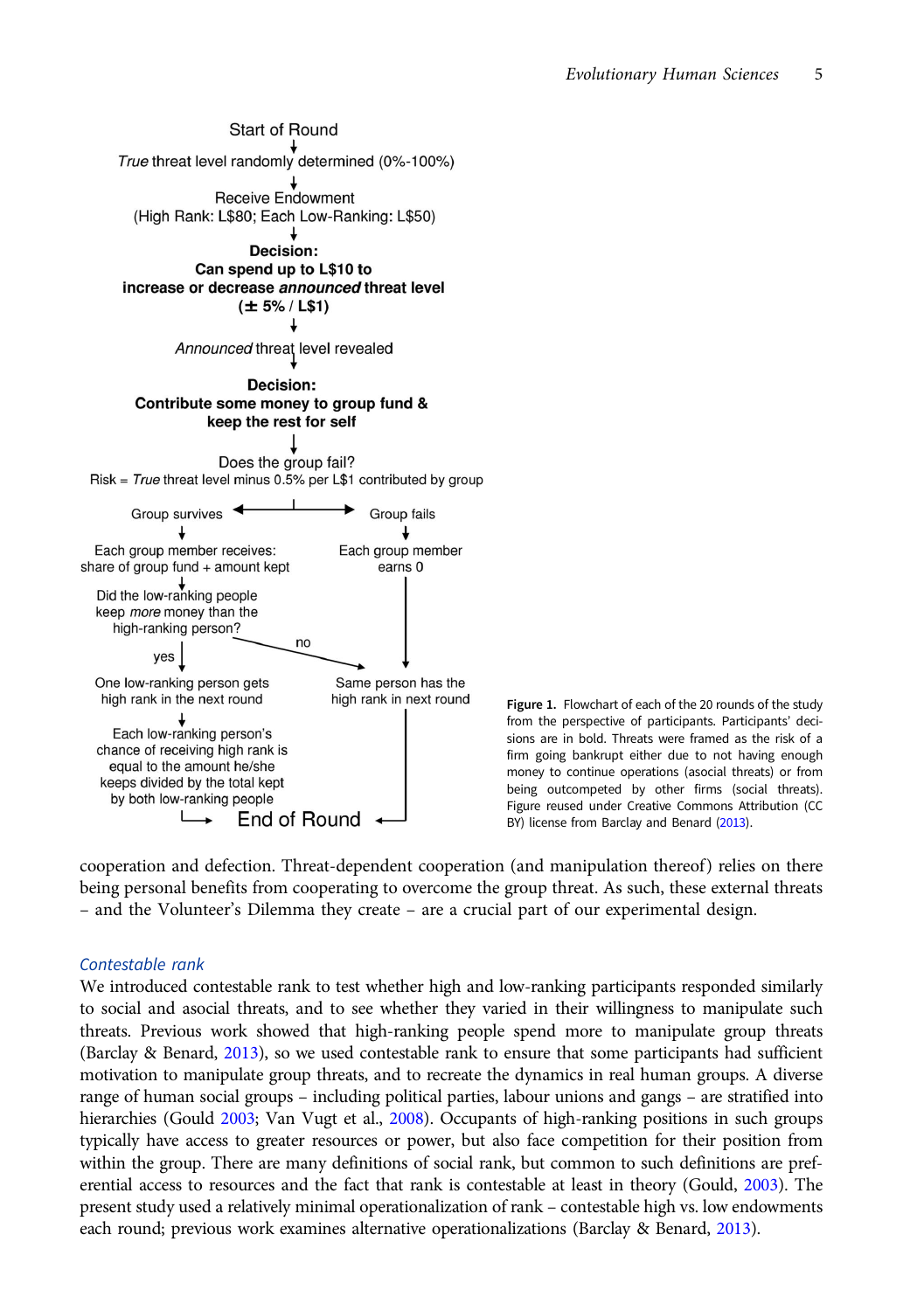Start of Round

*True* threat level randomly determined (0%-100%)

Receive Endowment
(High Rank: L$80; Each Low-Ranking: L$50)

**Decision:**
**Can spend up to L$10 to increase or decrease *announced* threat level (± 5% / L$1)**

*Announced* threat level revealed

**Decision:**
**Contribute some money to group fund & keep the rest for self**

Does the group fail?
Risk = *True* threat level minus 0.5% per L$1 contributed by group

Group survives → Each group member receives: share of group fund + amount kept → Did the low-ranking people keep *more* money than the high-ranking person?

- yes → One low-ranking person gets high rank in the next round → Each low-ranking person's chance of receiving high rank is equal to the amount he/she keeps divided by the total kept by both low-ranking people → End of Round
- no → Same person has the high rank in next round → End of Round

Group fails → Each group member earns 0 → Same person has the high rank in next round → End of Round

**Figure 1.** Flowchart of each of the 20 rounds of the study from the perspective of participants. Participants' decisions are in bold. Threats were framed as the risk of a firm going bankrupt either due to not having enough money to continue operations (asocial threats) or from being outcompeted by other firms (social threats). Figure reused under Creative Commons Attribution (CC BY) license from Barclay and Benard (2013).

cooperation and defection. Threat-dependent cooperation (and manipulation thereof) relies on there being personal benefits from cooperating to overcome the group threat. As such, these external threats – and the Volunteer's Dilemma they create – are a crucial part of our experimental design.

### *Contestable rank*

We introduced contestable rank to test whether high and low-ranking participants responded similarly to social and asocial threats, and to see whether they varied in their willingness to manipulate such threats. Previous work showed that high-ranking people spend more to manipulate group threats (Barclay & Benard, 2013), so we used contestable rank to ensure that some participants had sufficient motivation to manipulate group threats, and to recreate the dynamics in real human groups. A diverse range of human social groups – including political parties, labour unions and gangs – are stratified into hierarchies (Gould 2003; Van Vugt et al., 2008). Occupants of high-ranking positions in such groups typically have access to greater resources or power, but also face competition for their position from within the group. There are many definitions of social rank, but common to such definitions are preferential access to resources and the fact that rank is contestable at least in theory (Gould, 2003). The present study used a relatively minimal operationalization of rank – contestable high vs. low endowments each round; previous work examines alternative operationalizations (Barclay & Benard, 2013).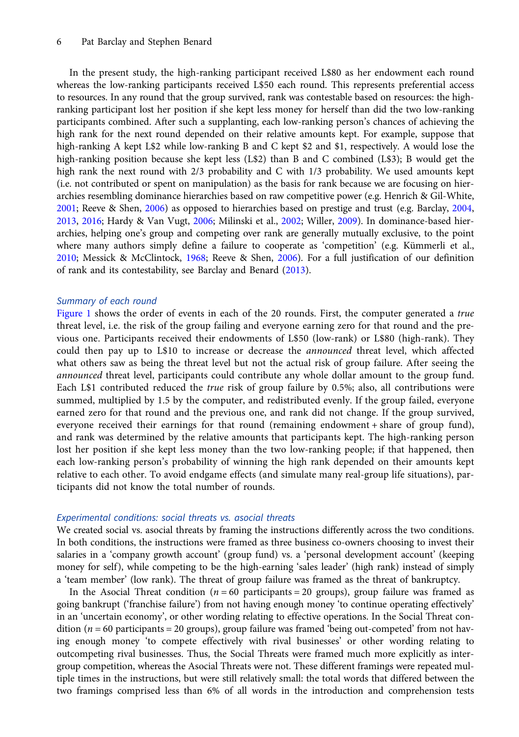In the present study, the high-ranking participant received L$80 as her endowment each round whereas the low-ranking participants received L$50 each round. This represents preferential access to resources. In any round that the group survived, rank was contestable based on resources: the high-ranking participant lost her position if she kept less money for herself than did the two low-ranking participants combined. After such a supplanting, each low-ranking person's chances of achieving the high rank for the next round depended on their relative amounts kept. For example, suppose that high-ranking A kept L$2 while low-ranking B and C kept $2 and $1, respectively. A would lose the high-ranking position because she kept less (L$2) than B and C combined (L$3); B would get the high rank the next round with 2/3 probability and C with 1/3 probability. We used amounts kept (i.e. not contributed or spent on manipulation) as the basis for rank because we are focusing on hierarchies resembling dominance hierarchies based on raw competitive power (e.g. Henrich & Gil-White, 2001; Reeve & Shen, 2006) as opposed to hierarchies based on prestige and trust (e.g. Barclay, 2004, 2013, 2016; Hardy & Van Vugt, 2006; Milinski et al., 2002; Willer, 2009). In dominance-based hierarchies, helping one's group and competing over rank are generally mutually exclusive, to the point where many authors simply define a failure to cooperate as 'competition' (e.g. Kümmerli et al., 2010; Messick & McClintock, 1968; Reeve & Shen, 2006). For a full justification of our definition of rank and its contestability, see Barclay and Benard (2013).

### *Summary of each round*

Figure 1 shows the order of events in each of the 20 rounds. First, the computer generated a *true* threat level, i.e. the risk of the group failing and everyone earning zero for that round and the previous one. Participants received their endowments of L$50 (low-rank) or L$80 (high-rank). They could then pay up to L$10 to increase or decrease the *announced* threat level, which affected what others saw as being the threat level but not the actual risk of group failure. After seeing the *announced* threat level, participants could contribute any whole dollar amount to the group fund. Each L$1 contributed reduced the *true* risk of group failure by 0.5%; also, all contributions were summed, multiplied by 1.5 by the computer, and redistributed evenly. If the group failed, everyone earned zero for that round and the previous one, and rank did not change. If the group survived, everyone received their earnings for that round (remaining endowment + share of group fund), and rank was determined by the relative amounts that participants kept. The high-ranking person lost her position if she kept less money than the two low-ranking people; if that happened, then each low-ranking person's probability of winning the high rank depended on their amounts kept relative to each other. To avoid endgame effects (and simulate many real-group life situations), participants did not know the total number of rounds.

### *Experimental conditions: social threats vs. asocial threats*

We created social vs. asocial threats by framing the instructions differently across the two conditions. In both conditions, the instructions were framed as three business co-owners choosing to invest their salaries in a 'company growth account' (group fund) vs. a 'personal development account' (keeping money for self), while competing to be the high-ranking 'sales leader' (high rank) instead of simply a 'team member' (low rank). The threat of group failure was framed as the threat of bankruptcy.

In the Asocial Threat condition ($n = 60$ participants = 20 groups), group failure was framed as going bankrupt ('franchise failure') from not having enough money 'to continue operating effectively' in an 'uncertain economy', or other wording relating to effective operations. In the Social Threat condition ($n = 60$ participants = 20 groups), group failure was framed 'being out-competed' from not having enough money 'to compete effectively with rival businesses' or other wording relating to outcompeting rival businesses. Thus, the Social Threats were framed much more explicitly as intergroup competition, whereas the Asocial Threats were not. These different framings were repeated multiple times in the instructions, but were still relatively small: the total words that differed between the two framings comprised less than 6% of all words in the introduction and comprehension tests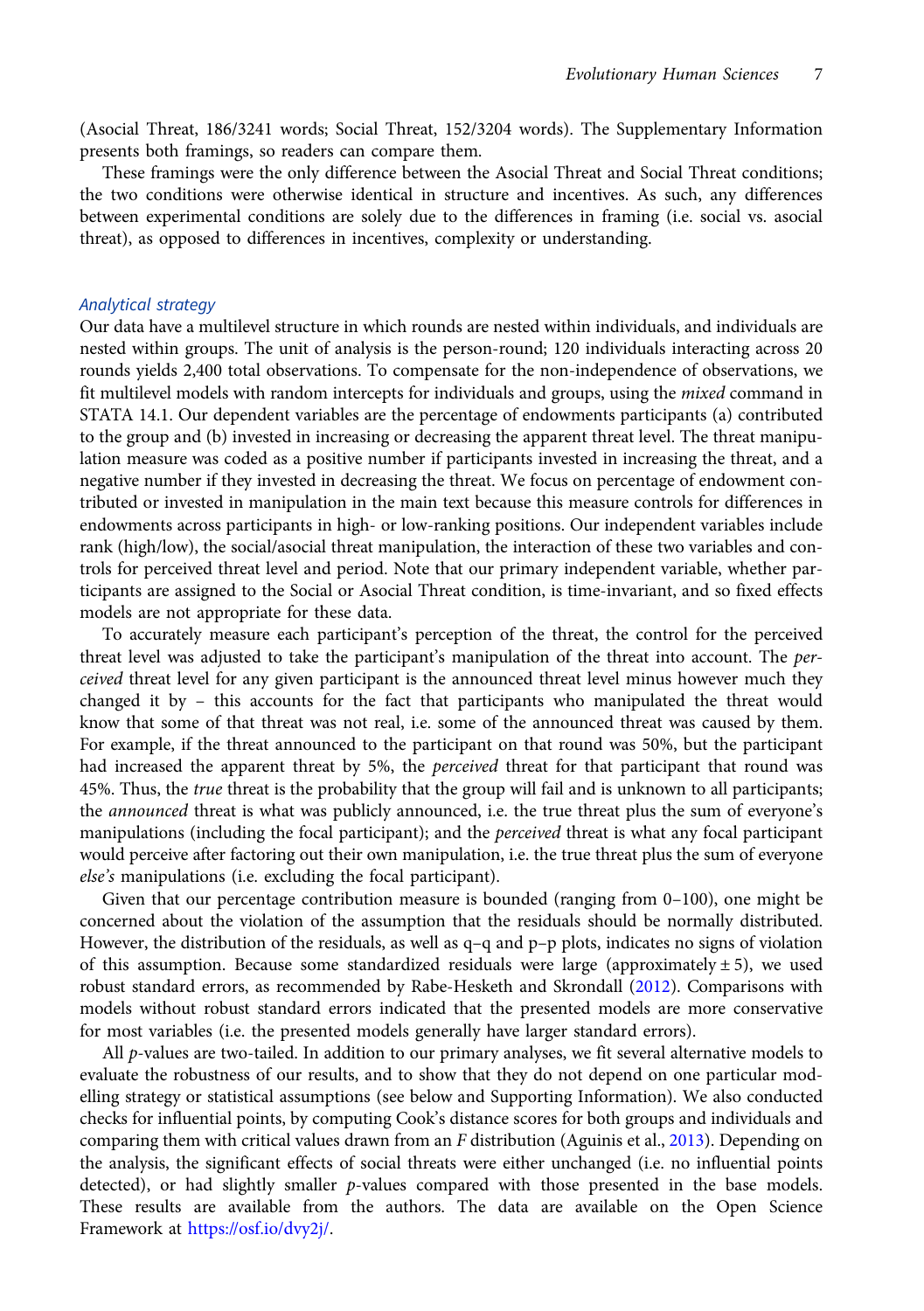(Asocial Threat, 186/3241 words; Social Threat, 152/3204 words). The Supplementary Information presents both framings, so readers can compare them.

These framings were the only difference between the Asocial Threat and Social Threat conditions; the two conditions were otherwise identical in structure and incentives. As such, any differences between experimental conditions are solely due to the differences in framing (i.e. social vs. asocial threat), as opposed to differences in incentives, complexity or understanding.

### Analytical strategy

Our data have a multilevel structure in which rounds are nested within individuals, and individuals are nested within groups. The unit of analysis is the person-round; 120 individuals interacting across 20 rounds yields 2,400 total observations. To compensate for the non-independence of observations, we fit multilevel models with random intercepts for individuals and groups, using the *mixed* command in STATA 14.1. Our dependent variables are the percentage of endowments participants (a) contributed to the group and (b) invested in increasing or decreasing the apparent threat level. The threat manipulation measure was coded as a positive number if participants invested in increasing the threat, and a negative number if they invested in decreasing the threat. We focus on percentage of endowment contributed or invested in manipulation in the main text because this measure controls for differences in endowments across participants in high- or low-ranking positions. Our independent variables include rank (high/low), the social/asocial threat manipulation, the interaction of these two variables and controls for perceived threat level and period. Note that our primary independent variable, whether participants are assigned to the Social or Asocial Threat condition, is time-invariant, and so fixed effects models are not appropriate for these data.

To accurately measure each participant's perception of the threat, the control for the perceived threat level was adjusted to take the participant's manipulation of the threat into account. The *perceived* threat level for any given participant is the announced threat level minus however much they changed it by – this accounts for the fact that participants who manipulated the threat would know that some of that threat was not real, i.e. some of the announced threat was caused by them. For example, if the threat announced to the participant on that round was 50%, but the participant had increased the apparent threat by 5%, the *perceived* threat for that participant that round was 45%. Thus, the *true* threat is the probability that the group will fail and is unknown to all participants; the *announced* threat is what was publicly announced, i.e. the true threat plus the sum of everyone's manipulations (including the focal participant); and the *perceived* threat is what any focal participant would perceive after factoring out their own manipulation, i.e. the true threat plus the sum of everyone *else's* manipulations (i.e. excluding the focal participant).

Given that our percentage contribution measure is bounded (ranging from 0–100), one might be concerned about the violation of the assumption that the residuals should be normally distributed. However, the distribution of the residuals, as well as q–q and p–p plots, indicates no signs of violation of this assumption. Because some standardized residuals were large (approximately $\pm$ 5), we used robust standard errors, as recommended by Rabe-Hesketh and Skrondall (2012). Comparisons with models without robust standard errors indicated that the presented models are more conservative for most variables (i.e. the presented models generally have larger standard errors).

All *p*-values are two-tailed. In addition to our primary analyses, we fit several alternative models to evaluate the robustness of our results, and to show that they do not depend on one particular modelling strategy or statistical assumptions (see below and Supporting Information). We also conducted checks for influential points, by computing Cook's distance scores for both groups and individuals and comparing them with critical values drawn from an *F* distribution (Aguinis et al., 2013). Depending on the analysis, the significant effects of social threats were either unchanged (i.e. no influential points detected), or had slightly smaller *p*-values compared with those presented in the base models. These results are available from the authors. The data are available on the Open Science Framework at https://osf.io/dvy2j/.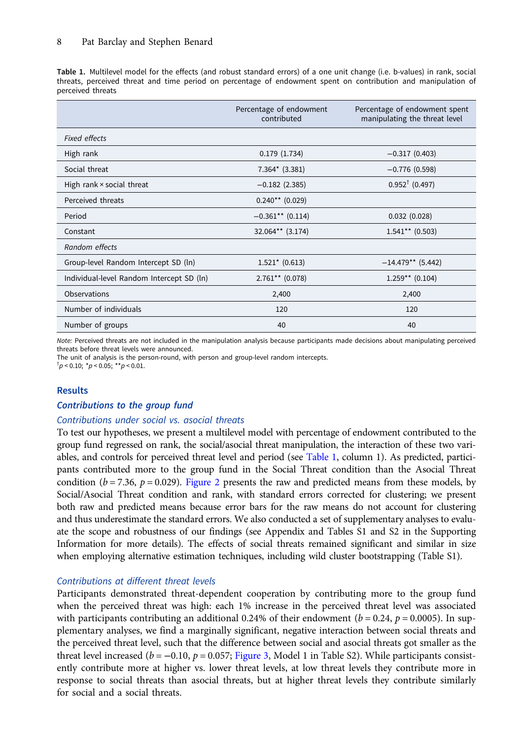**Table 1.** Multilevel model for the effects (and robust standard errors) of a one unit change (i.e. b-values) in rank, social threats, perceived threat and time period on percentage of endowment spent on contribution and manipulation of perceived threats

| | Percentage of endowment contributed | Percentage of endowment spent manipulating the threat level |
|---|---|---|
| *Fixed effects* | | |
| High rank | 0.179 (1.734) | −0.317 (0.403) |
| Social threat | 7.364* (3.381) | −0.776 (0.598) |
| High rank × social threat | −0.182 (2.385) | 0.952$^{\dagger}$ (0.497) |
| Perceived threats | 0.240** (0.029) | |
| Period | −0.361** (0.114) | 0.032 (0.028) |
| Constant | 32.064** (3.174) | 1.541** (0.503) |
| *Random effects* | | |
| Group-level Random Intercept SD (ln) | 1.521* (0.613) | −14.479** (5.442) |
| Individual-level Random Intercept SD (ln) | 2.761** (0.078) | 1.259** (0.104) |
| Observations | 2,400 | 2,400 |
| Number of individuals | 120 | 120 |
| Number of groups | 40 | 40 |

*Note:* Perceived threats are not included in the manipulation analysis because participants made decisions about manipulating perceived threats before threat levels were announced.
The unit of analysis is the person-round, with person and group-level random intercepts.
$^{\dagger}p < 0.10$; $^{*}p < 0.05$; $^{**}p < 0.01$.

## Results

### *Contributions to the group fund*

#### Contributions under social vs. asocial threats

To test our hypotheses, we present a multilevel model with percentage of endowment contributed to the group fund regressed on rank, the social/asocial threat manipulation, the interaction of these two variables, and controls for perceived threat level and period (see Table 1, column 1). As predicted, participants contributed more to the group fund in the Social Threat condition than the Asocial Threat condition ($b = 7.36$, $p = 0.029$). Figure 2 presents the raw and predicted means from these models, by Social/Asocial Threat condition and rank, with standard errors corrected for clustering; we present both raw and predicted means because error bars for the raw means do not account for clustering and thus underestimate the standard errors. We also conducted a set of supplementary analyses to evaluate the scope and robustness of our findings (see Appendix and Tables S1 and S2 in the Supporting Information for more details). The effects of social threats remained significant and similar in size when employing alternative estimation techniques, including wild cluster bootstrapping (Table S1).

#### Contributions at different threat levels

Participants demonstrated threat-dependent cooperation by contributing more to the group fund when the perceived threat was high: each 1% increase in the perceived threat level was associated with participants contributing an additional 0.24% of their endowment ($b = 0.24$, $p = 0.0005$). In supplementary analyses, we find a marginally significant, negative interaction between social threats and the perceived threat level, such that the difference between social and asocial threats got smaller as the threat level increased ($b = -0.10$, $p = 0.057$; Figure 3, Model 1 in Table S2). While participants consistently contribute more at higher vs. lower threat levels, at low threat levels they contribute more in response to social threats than asocial threats, but at higher threat levels they contribute similarly for social and a social threats.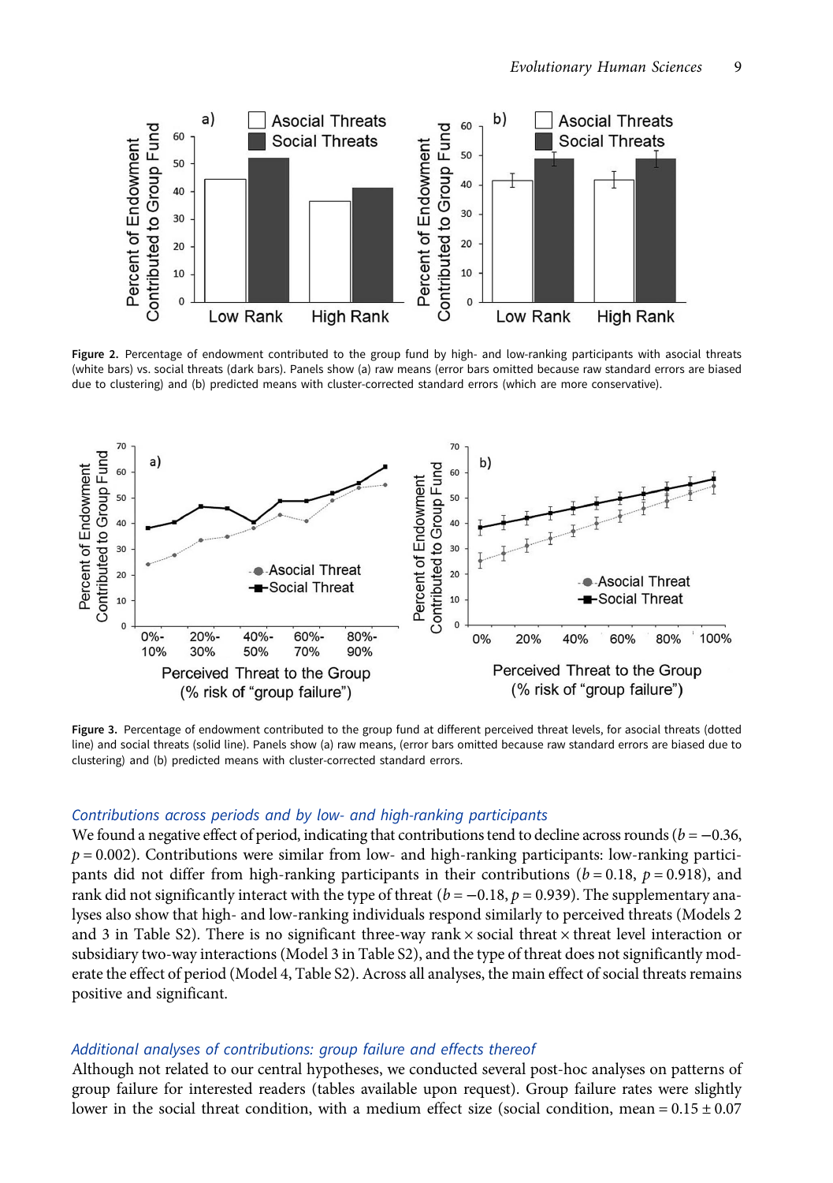Figure 2. Percentage of endowment contributed to the group fund by high- and low-ranking participants with asocial threats (white bars) vs. social threats (dark bars). Panels show (a) raw means (error bars omitted because raw standard errors are biased due to clustering) and (b) predicted means with cluster-corrected standard errors (which are more conservative).

Figure 3. Percentage of endowment contributed to the group fund at different perceived threat levels, for asocial threats (dotted line) and social threats (solid line). Panels show (a) raw means, (error bars omitted because raw standard errors are biased due to clustering) and (b) predicted means with cluster-corrected standard errors.

### *Contributions across periods and by low- and high-ranking participants*

We found a negative effect of period, indicating that contributions tend to decline across rounds ($b = -0.36$, $p = 0.002$). Contributions were similar from low- and high-ranking participants: low-ranking participants did not differ from high-ranking participants in their contributions ($b = 0.18$, $p = 0.918$), and rank did not significantly interact with the type of threat ($b = -0.18$, $p = 0.939$). The supplementary analyses also show that high- and low-ranking individuals respond similarly to perceived threats (Models 2 and 3 in Table S2). There is no significant three-way rank × social threat × threat level interaction or subsidiary two-way interactions (Model 3 in Table S2), and the type of threat does not significantly moderate the effect of period (Model 4, Table S2). Across all analyses, the main effect of social threats remains positive and significant.

### *Additional analyses of contributions: group failure and effects thereof*

Although not related to our central hypotheses, we conducted several post-hoc analyses on patterns of group failure for interested readers (tables available upon request). Group failure rates were slightly lower in the social threat condition, with a medium effect size (social condition, mean = 0.15 ± 0.07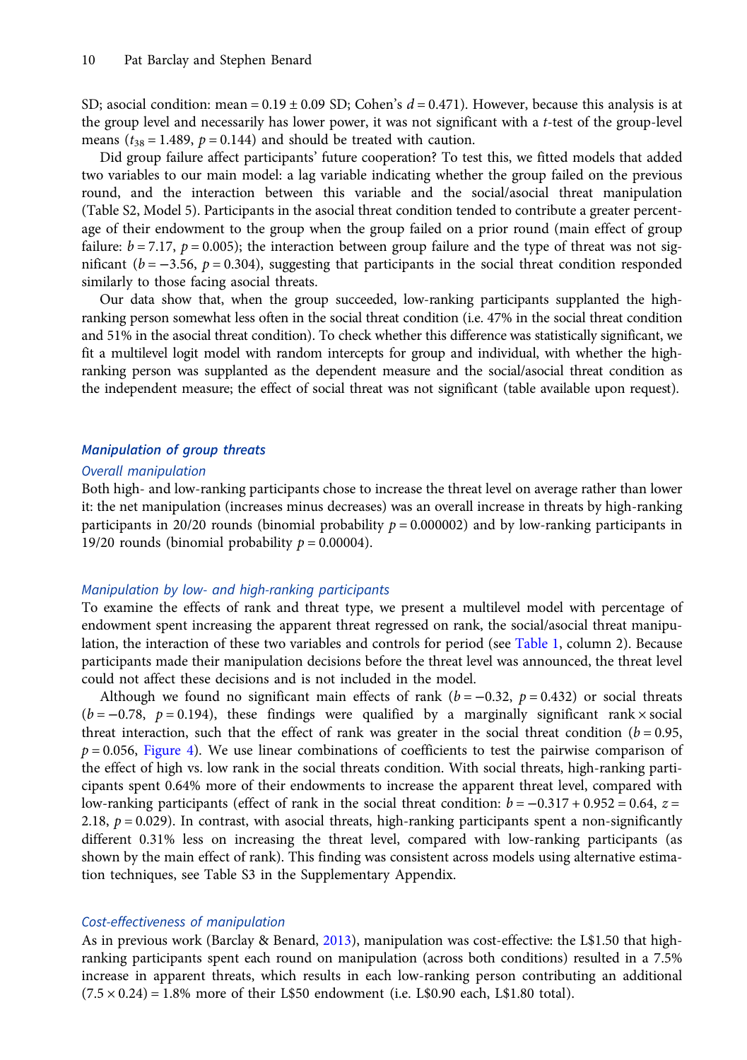SD; asocial condition: mean = 0.19 ± 0.09 SD; Cohen's $d = 0.471$). However, because this analysis is at the group level and necessarily has lower power, it was not significant with a $t$-test of the group-level means ($t_{38} = 1.489$, $p = 0.144$) and should be treated with caution.

Did group failure affect participants' future cooperation? To test this, we fitted models that added two variables to our main model: a lag variable indicating whether the group failed on the previous round, and the interaction between this variable and the social/asocial threat manipulation (Table S2, Model 5). Participants in the asocial threat condition tended to contribute a greater percentage of their endowment to the group when the group failed on a prior round (main effect of group failure: $b = 7.17$, $p = 0.005$); the interaction between group failure and the type of threat was not significant ($b = -3.56$, $p = 0.304$), suggesting that participants in the social threat condition responded similarly to those facing asocial threats.

Our data show that, when the group succeeded, low-ranking participants supplanted the high-ranking person somewhat less often in the social threat condition (i.e. 47% in the social threat condition and 51% in the asocial threat condition). To check whether this difference was statistically significant, we fit a multilevel logit model with random intercepts for group and individual, with whether the high-ranking person was supplanted as the dependent measure and the social/asocial threat condition as the independent measure; the effect of social threat was not significant (table available upon request).

## Manipulation of group threats

### Overall manipulation

Both high- and low-ranking participants chose to increase the threat level on average rather than lower it: the net manipulation (increases minus decreases) was an overall increase in threats by high-ranking participants in 20/20 rounds (binomial probability $p = 0.000002$) and by low-ranking participants in 19/20 rounds (binomial probability $p = 0.00004$).

### Manipulation by low- and high-ranking participants

To examine the effects of rank and threat type, we present a multilevel model with percentage of endowment spent increasing the apparent threat regressed on rank, the social/asocial threat manipulation, the interaction of these two variables and controls for period (see Table 1, column 2). Because participants made their manipulation decisions before the threat level was announced, the threat level could not affect these decisions and is not included in the model.

Although we found no significant main effects of rank ($b = -0.32$, $p = 0.432$) or social threats ($b = -0.78$, $p = 0.194$), these findings were qualified by a marginally significant rank × social threat interaction, such that the effect of rank was greater in the social threat condition ($b = 0.95$, $p = 0.056$, Figure 4). We use linear combinations of coefficients to test the pairwise comparison of the effect of high vs. low rank in the social threats condition. With social threats, high-ranking participants spent 0.64% more of their endowments to increase the apparent threat level, compared with low-ranking participants (effect of rank in the social threat condition: $b = -0.317 + 0.952 = 0.64$, $z = 2.18$, $p = 0.029$). In contrast, with asocial threats, high-ranking participants spent a non-significantly different 0.31% less on increasing the threat level, compared with low-ranking participants (as shown by the main effect of rank). This finding was consistent across models using alternative estimation techniques, see Table S3 in the Supplementary Appendix.

### Cost-effectiveness of manipulation

As in previous work (Barclay & Benard, 2013), manipulation was cost-effective: the L$1.50 that high-ranking participants spent each round on manipulation (across both conditions) resulted in a 7.5% increase in apparent threats, which results in each low-ranking person contributing an additional $(7.5 \times 0.24) = 1.8\%$ more of their L$50 endowment (i.e. L$0.90 each, L$1.80 total).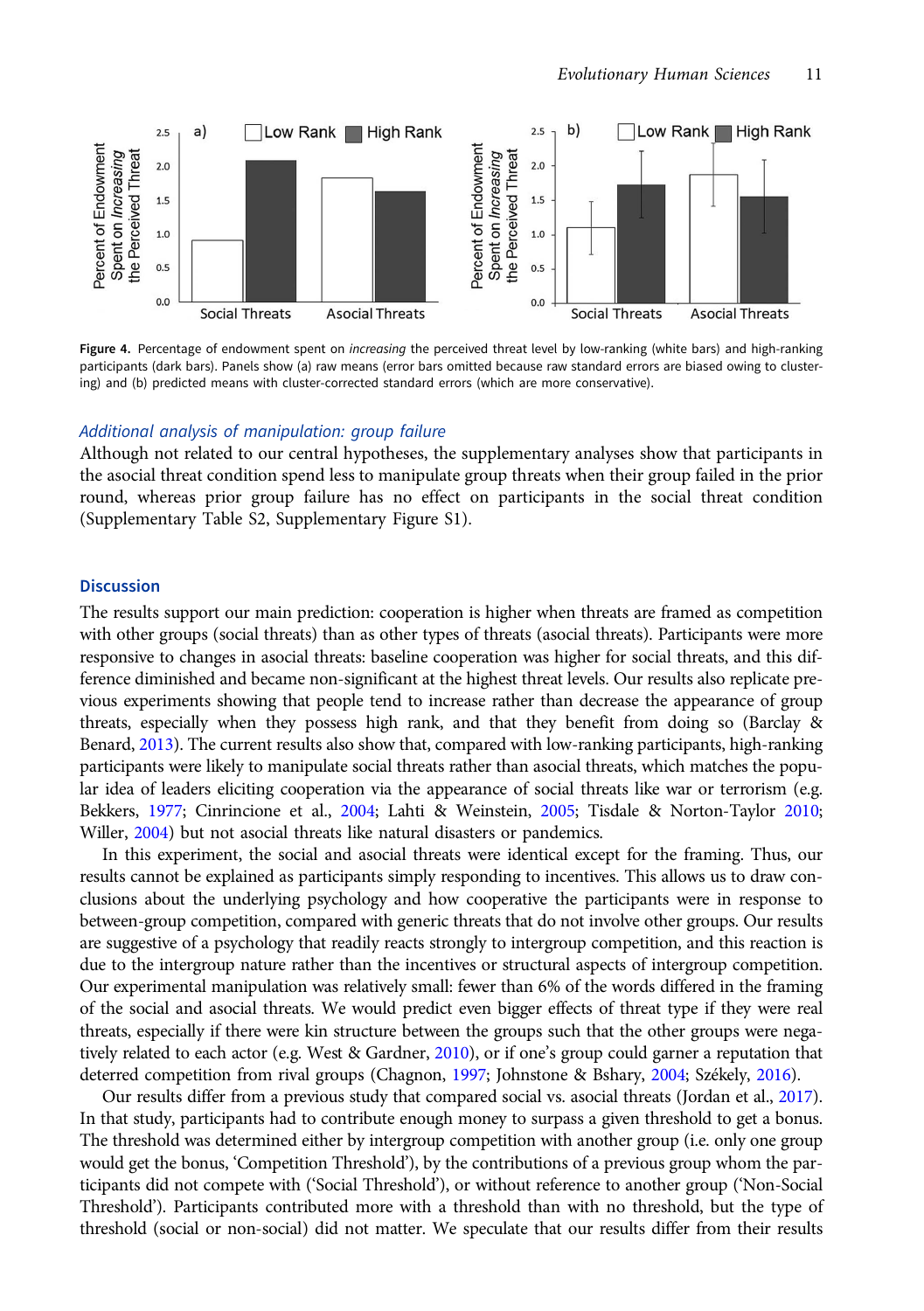Figure 4. Percentage of endowment spent on *increasing* the perceived threat level by low-ranking (white bars) and high-ranking participants (dark bars). Panels show (a) raw means (error bars omitted because raw standard errors are biased owing to clustering) and (b) predicted means with cluster-corrected standard errors (which are more conservative).

### Additional analysis of manipulation: group failure

Although not related to our central hypotheses, the supplementary analyses show that participants in the asocial threat condition spend less to manipulate group threats when their group failed in the prior round, whereas prior group failure has no effect on participants in the social threat condition (Supplementary Table S2, Supplementary Figure S1).

## Discussion

The results support our main prediction: cooperation is higher when threats are framed as competition with other groups (social threats) than as other types of threats (asocial threats). Participants were more responsive to changes in asocial threats: baseline cooperation was higher for social threats, and this difference diminished and became non-significant at the highest threat levels. Our results also replicate previous experiments showing that people tend to increase rather than decrease the appearance of group threats, especially when they possess high rank, and that they benefit from doing so (Barclay & Benard, 2013). The current results also show that, compared with low-ranking participants, high-ranking participants were likely to manipulate social threats rather than asocial threats, which matches the popular idea of leaders eliciting cooperation via the appearance of social threats like war or terrorism (e.g. Bekkers, 1977; Cinrincione et al., 2004; Lahti & Weinstein, 2005; Tisdale & Norton-Taylor 2010; Willer, 2004) but not asocial threats like natural disasters or pandemics.

In this experiment, the social and asocial threats were identical except for the framing. Thus, our results cannot be explained as participants simply responding to incentives. This allows us to draw conclusions about the underlying psychology and how cooperative the participants were in response to between-group competition, compared with generic threats that do not involve other groups. Our results are suggestive of a psychology that readily reacts strongly to intergroup competition, and this reaction is due to the intergroup nature rather than the incentives or structural aspects of intergroup competition. Our experimental manipulation was relatively small: fewer than 6% of the words differed in the framing of the social and asocial threats. We would predict even bigger effects of threat type if they were real threats, especially if there were kin structure between the groups such that the other groups were negatively related to each actor (e.g. West & Gardner, 2010), or if one's group could garner a reputation that deterred competition from rival groups (Chagnon, 1997; Johnstone & Bshary, 2004; Székely, 2016).

Our results differ from a previous study that compared social vs. asocial threats (Jordan et al., 2017). In that study, participants had to contribute enough money to surpass a given threshold to get a bonus. The threshold was determined either by intergroup competition with another group (i.e. only one group would get the bonus, 'Competition Threshold'), by the contributions of a previous group whom the participants did not compete with ('Social Threshold'), or without reference to another group ('Non-Social Threshold'). Participants contributed more with a threshold than with no threshold, but the type of threshold (social or non-social) did not matter. We speculate that our results differ from their results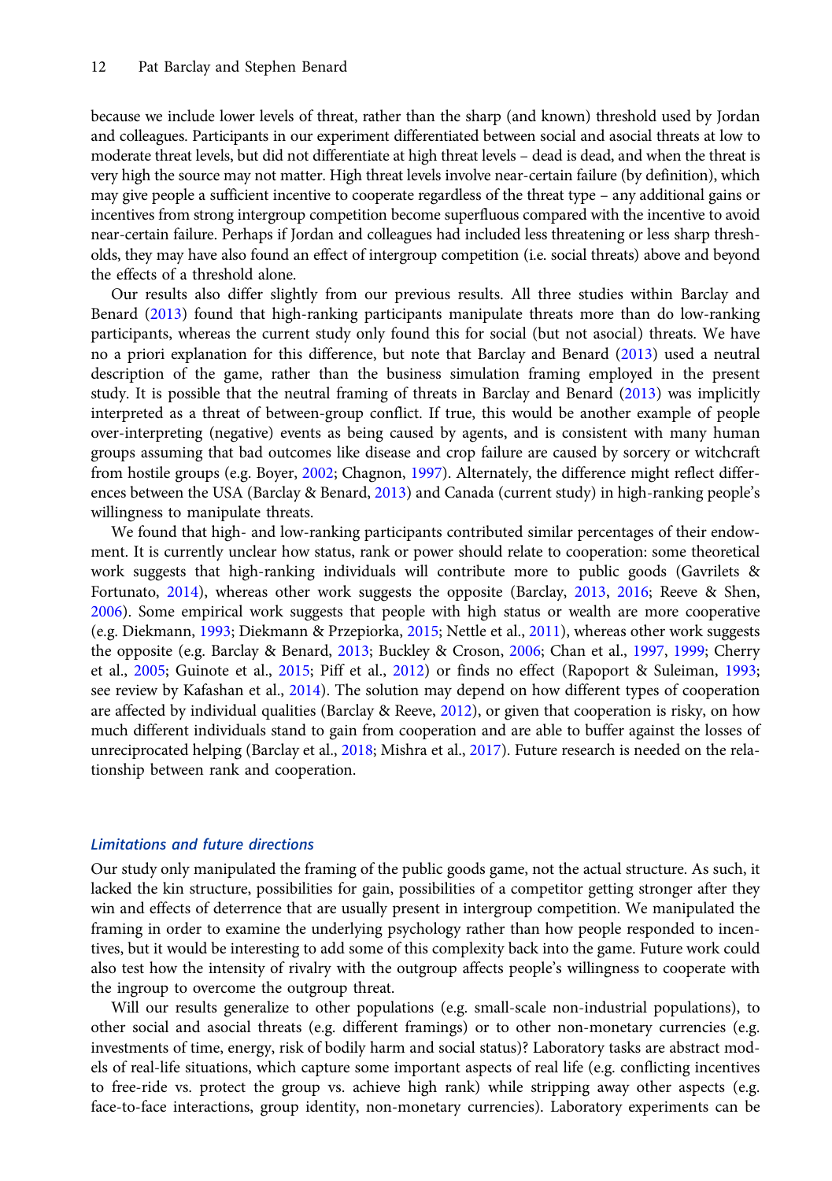because we include lower levels of threat, rather than the sharp (and known) threshold used by Jordan and colleagues. Participants in our experiment differentiated between social and asocial threats at low to moderate threat levels, but did not differentiate at high threat levels – dead is dead, and when the threat is very high the source may not matter. High threat levels involve near-certain failure (by definition), which may give people a sufficient incentive to cooperate regardless of the threat type – any additional gains or incentives from strong intergroup competition become superfluous compared with the incentive to avoid near-certain failure. Perhaps if Jordan and colleagues had included less threatening or less sharp thresholds, they may have also found an effect of intergroup competition (i.e. social threats) above and beyond the effects of a threshold alone.

Our results also differ slightly from our previous results. All three studies within Barclay and Benard (2013) found that high-ranking participants manipulate threats more than do low-ranking participants, whereas the current study only found this for social (but not asocial) threats. We have no a priori explanation for this difference, but note that Barclay and Benard (2013) used a neutral description of the game, rather than the business simulation framing employed in the present study. It is possible that the neutral framing of threats in Barclay and Benard (2013) was implicitly interpreted as a threat of between-group conflict. If true, this would be another example of people over-interpreting (negative) events as being caused by agents, and is consistent with many human groups assuming that bad outcomes like disease and crop failure are caused by sorcery or witchcraft from hostile groups (e.g. Boyer, 2002; Chagnon, 1997). Alternately, the difference might reflect differences between the USA (Barclay & Benard, 2013) and Canada (current study) in high-ranking people's willingness to manipulate threats.

We found that high- and low-ranking participants contributed similar percentages of their endowment. It is currently unclear how status, rank or power should relate to cooperation: some theoretical work suggests that high-ranking individuals will contribute more to public goods (Gavrilets & Fortunato, 2014), whereas other work suggests the opposite (Barclay, 2013, 2016; Reeve & Shen, 2006). Some empirical work suggests that people with high status or wealth are more cooperative (e.g. Diekmann, 1993; Diekmann & Przepiorka, 2015; Nettle et al., 2011), whereas other work suggests the opposite (e.g. Barclay & Benard, 2013; Buckley & Croson, 2006; Chan et al., 1997, 1999; Cherry et al., 2005; Guinote et al., 2015; Piff et al., 2012) or finds no effect (Rapoport & Suleiman, 1993; see review by Kafashan et al., 2014). The solution may depend on how different types of cooperation are affected by individual qualities (Barclay & Reeve, 2012), or given that cooperation is risky, on how much different individuals stand to gain from cooperation and are able to buffer against the losses of unreciprocated helping (Barclay et al., 2018; Mishra et al., 2017). Future research is needed on the relationship between rank and cooperation.

### *Limitations and future directions*

Our study only manipulated the framing of the public goods game, not the actual structure. As such, it lacked the kin structure, possibilities for gain, possibilities of a competitor getting stronger after they win and effects of deterrence that are usually present in intergroup competition. We manipulated the framing in order to examine the underlying psychology rather than how people responded to incentives, but it would be interesting to add some of this complexity back into the game. Future work could also test how the intensity of rivalry with the outgroup affects people's willingness to cooperate with the ingroup to overcome the outgroup threat.

Will our results generalize to other populations (e.g. small-scale non-industrial populations), to other social and asocial threats (e.g. different framings) or to other non-monetary currencies (e.g. investments of time, energy, risk of bodily harm and social status)? Laboratory tasks are abstract models of real-life situations, which capture some important aspects of real life (e.g. conflicting incentives to free-ride vs. protect the group vs. achieve high rank) while stripping away other aspects (e.g. face-to-face interactions, group identity, non-monetary currencies). Laboratory experiments can be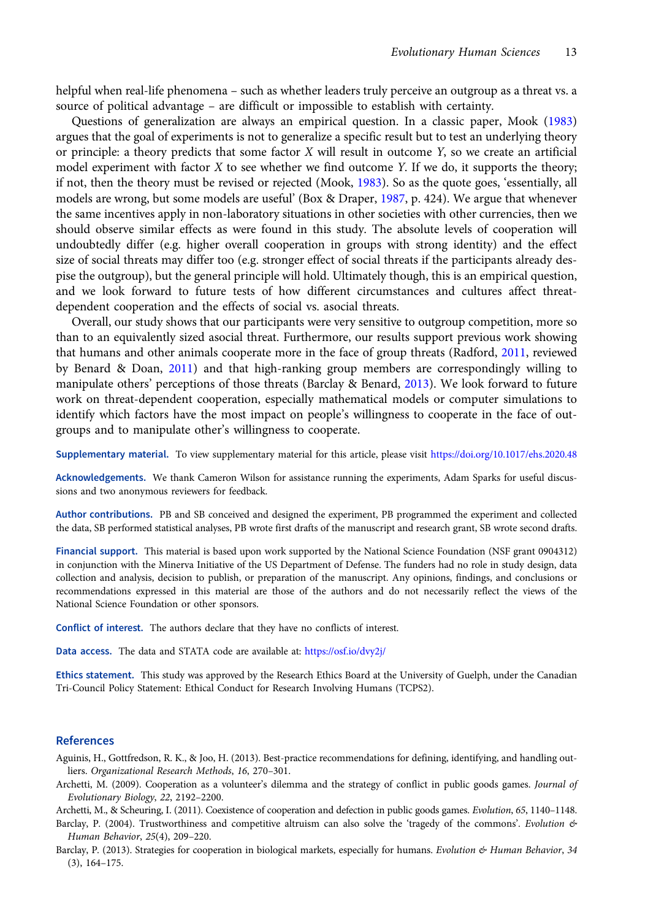helpful when real-life phenomena – such as whether leaders truly perceive an outgroup as a threat vs. a source of political advantage – are difficult or impossible to establish with certainty.

Questions of generalization are always an empirical question. In a classic paper, Mook (1983) argues that the goal of experiments is not to generalize a specific result but to test an underlying theory or principle: a theory predicts that some factor $X$ will result in outcome $Y$, so we create an artificial model experiment with factor $X$ to see whether we find outcome $Y$. If we do, it supports the theory; if not, then the theory must be revised or rejected (Mook, 1983). So as the quote goes, 'essentially, all models are wrong, but some models are useful' (Box & Draper, 1987, p. 424). We argue that whenever the same incentives apply in non-laboratory situations in other societies with other currencies, then we should observe similar effects as were found in this study. The absolute levels of cooperation will undoubtedly differ (e.g. higher overall cooperation in groups with strong identity) and the effect size of social threats may differ too (e.g. stronger effect of social threats if the participants already despise the outgroup), but the general principle will hold. Ultimately though, this is an empirical question, and we look forward to future tests of how different circumstances and cultures affect threat-dependent cooperation and the effects of social vs. asocial threats.

Overall, our study shows that our participants were very sensitive to outgroup competition, more so than to an equivalently sized asocial threat. Furthermore, our results support previous work showing that humans and other animals cooperate more in the face of group threats (Radford, 2011, reviewed by Benard & Doan, 2011) and that high-ranking group members are correspondingly willing to manipulate others' perceptions of those threats (Barclay & Benard, 2013). We look forward to future work on threat-dependent cooperation, especially mathematical models or computer simulations to identify which factors have the most impact on people's willingness to cooperate in the face of outgroups and to manipulate other's willingness to cooperate.

**Supplementary material.** To view supplementary material for this article, please visit https://doi.org/10.1017/ehs.2020.48

**Acknowledgements.** We thank Cameron Wilson for assistance running the experiments, Adam Sparks for useful discussions and two anonymous reviewers for feedback.

**Author contributions.** PB and SB conceived and designed the experiment, PB programmed the experiment and collected the data, SB performed statistical analyses, PB wrote first drafts of the manuscript and research grant, SB wrote second drafts.

**Financial support.** This material is based upon work supported by the National Science Foundation (NSF grant 0904312) in conjunction with the Minerva Initiative of the US Department of Defense. The funders had no role in study design, data collection and analysis, decision to publish, or preparation of the manuscript. Any opinions, findings, and conclusions or recommendations expressed in this material are those of the authors and do not necessarily reflect the views of the National Science Foundation or other sponsors.

**Conflict of interest.** The authors declare that they have no conflicts of interest.

**Data access.** The data and STATA code are available at: https://osf.io/dvy2j/

**Ethics statement.** This study was approved by the Research Ethics Board at the University of Guelph, under the Canadian Tri-Council Policy Statement: Ethical Conduct for Research Involving Humans (TCPS2).

## References

Aguinis, H., Gottfredson, R. K., & Joo, H. (2013). Best-practice recommendations for defining, identifying, and handling outliers. *Organizational Research Methods*, *16*, 270–301.

Archetti, M. (2009). Cooperation as a volunteer's dilemma and the strategy of conflict in public goods games. *Journal of Evolutionary Biology*, *22*, 2192–2200.

Archetti, M., & Scheuring, I. (2011). Coexistence of cooperation and defection in public goods games. *Evolution*, *65*, 1140–1148.

Barclay, P. (2004). Trustworthiness and competitive altruism can also solve the 'tragedy of the commons'. *Evolution & Human Behavior*, *25*(4), 209–220.

Barclay, P. (2013). Strategies for cooperation in biological markets, especially for humans. *Evolution & Human Behavior*, *34* (3), 164–175.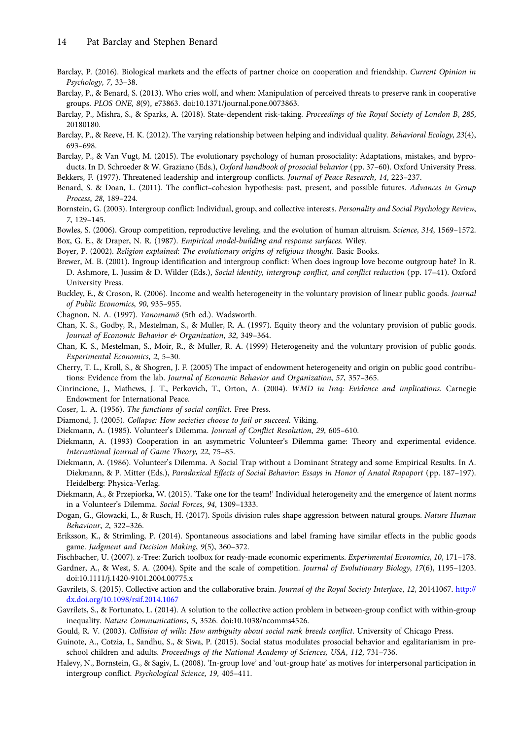Barclay, P. (2016). Biological markets and the effects of partner choice on cooperation and friendship. *Current Opinion in Psychology*, *7*, 33–38.

Barclay, P., & Benard, S. (2013). Who cries wolf, and when: Manipulation of perceived threats to preserve rank in cooperative groups. *PLOS ONE*, *8*(9), e73863. doi:10.1371/journal.pone.0073863.

Barclay, P., Mishra, S., & Sparks, A. (2018). State-dependent risk-taking. *Proceedings of the Royal Society of London B*, *285*, 20180180.

Barclay, P., & Reeve, H. K. (2012). The varying relationship between helping and individual quality. *Behavioral Ecology*, *23*(4), 693–698.

Barclay, P., & Van Vugt, M. (2015). The evolutionary psychology of human prosociality: Adaptations, mistakes, and byproducts. In D. Schroeder & W. Graziano (Eds.), *Oxford handbook of prosocial behavior* (pp. 37–60). Oxford University Press.

Bekkers, F. (1977). Threatened leadership and intergroup conflicts. *Journal of Peace Research*, *14*, 223–237.

Benard, S. & Doan, L. (2011). The conflict–cohesion hypothesis: past, present, and possible futures. *Advances in Group Process*, *28*, 189–224.

Bornstein, G. (2003). Intergroup conflict: Individual, group, and collective interests. *Personality and Social Psychology Review*, *7*, 129–145.

Bowles, S. (2006). Group competition, reproductive leveling, and the evolution of human altruism. *Science*, *314*, 1569–1572.

Box, G. E., & Draper, N. R. (1987). *Empirical model-building and response surfaces*. Wiley.

Boyer, P. (2002). *Religion explained: The evolutionary origins of religious thought*. Basic Books.

Brewer, M. B. (2001). Ingroup identification and intergroup conflict: When does ingroup love become outgroup hate? In R. D. Ashmore, L. Jussim & D. Wilder (Eds.), *Social identity, intergroup conflict, and conflict reduction* (pp. 17–41). Oxford University Press.

Buckley, E., & Croson, R. (2006). Income and wealth heterogeneity in the voluntary provision of linear public goods. *Journal of Public Economics*, *90*, 935–955.

Chagnon, N. A. (1997). *Yanomamö* (5th ed.). Wadsworth.

Chan, K. S., Godby, R., Mestelman, S., & Muller, R. A. (1997). Equity theory and the voluntary provision of public goods. *Journal of Economic Behavior & Organization*, *32*, 349–364.

Chan, K. S., Mestelman, S., Moir, R., & Muller, R. A. (1999) Heterogeneity and the voluntary provision of public goods. *Experimental Economics*, *2*, 5–30.

Cherry, T. L., Kroll, S., & Shogren, J. F. (2005) The impact of endowment heterogeneity and origin on public good contributions: Evidence from the lab. *Journal of Economic Behavior and Organization*, *57*, 357–365.

Cinrincione, J., Mathews, J. T., Perkovich, T., Orton, A. (2004). *WMD in Iraq: Evidence and implications*. Carnegie Endowment for International Peace.

Coser, L. A. (1956). *The functions of social conflict*. Free Press.

Diamond, J. (2005). *Collapse: How societies choose to fail or succeed*. Viking.

Diekmann, A. (1985). Volunteer's Dilemma. *Journal of Conflict Resolution*, *29*, 605–610.

Diekmann, A. (1993) Cooperation in an asymmetric Volunteer's Dilemma game: Theory and experimental evidence. *International Journal of Game Theory*, *22*, 75–85.

Diekmann, A. (1986). Volunteer's Dilemma. A Social Trap without a Dominant Strategy and some Empirical Results. In A. Diekmann, & P. Mitter (Eds.), *Paradoxical Effects of Social Behavior: Essays in Honor of Anatol Rapoport* (pp. 187–197). Heidelberg: Physica-Verlag.

Diekmann, A., & Przepiorka, W. (2015). 'Take one for the team!' Individual heterogeneity and the emergence of latent norms in a Volunteer's Dilemma. *Social Forces*, *94*, 1309–1333.

Dogan, G., Glowacki, L., & Rusch, H. (2017). Spoils division rules shape aggression between natural groups. *Nature Human Behaviour*, *2*, 322–326.

Eriksson, K., & Strimling, P. (2014). Spontaneous associations and label framing have similar effects in the public goods game. *Judgment and Decision Making*, *9*(5), 360–372.

Fischbacher, U. (2007). z-Tree: Zurich toolbox for ready-made economic experiments. *Experimental Economics*, *10*, 171–178.

Gardner, A., & West, S. A. (2004). Spite and the scale of competition. *Journal of Evolutionary Biology*, *17*(6), 1195–1203. doi:10.1111/j.1420-9101.2004.00775.x

Gavrilets, S. (2015). Collective action and the collaborative brain. *Journal of the Royal Society Interface*, *12*, 20141067. http://dx.doi.org/10.1098/rsif.2014.1067

Gavrilets, S., & Fortunato, L. (2014). A solution to the collective action problem in between-group conflict with within-group inequality. *Nature Communications*, *5*, 3526. doi:10.1038/ncomms4526.

Gould, R. V. (2003). *Collision of wills: How ambiguity about social rank breeds conflict*. University of Chicago Press.

Guinote, A., Cotzia, I., Sandhu, S., & Siwa, P. (2015). Social status modulates prosocial behavior and egalitarianism in preschool children and adults. *Proceedings of the National Academy of Sciences, USA*, *112*, 731–736.

Halevy, N., Bornstein, G., & Sagiv, L. (2008). 'In-group love' and 'out-group hate' as motives for interpersonal participation in intergroup conflict. *Psychological Science*, *19*, 405–411.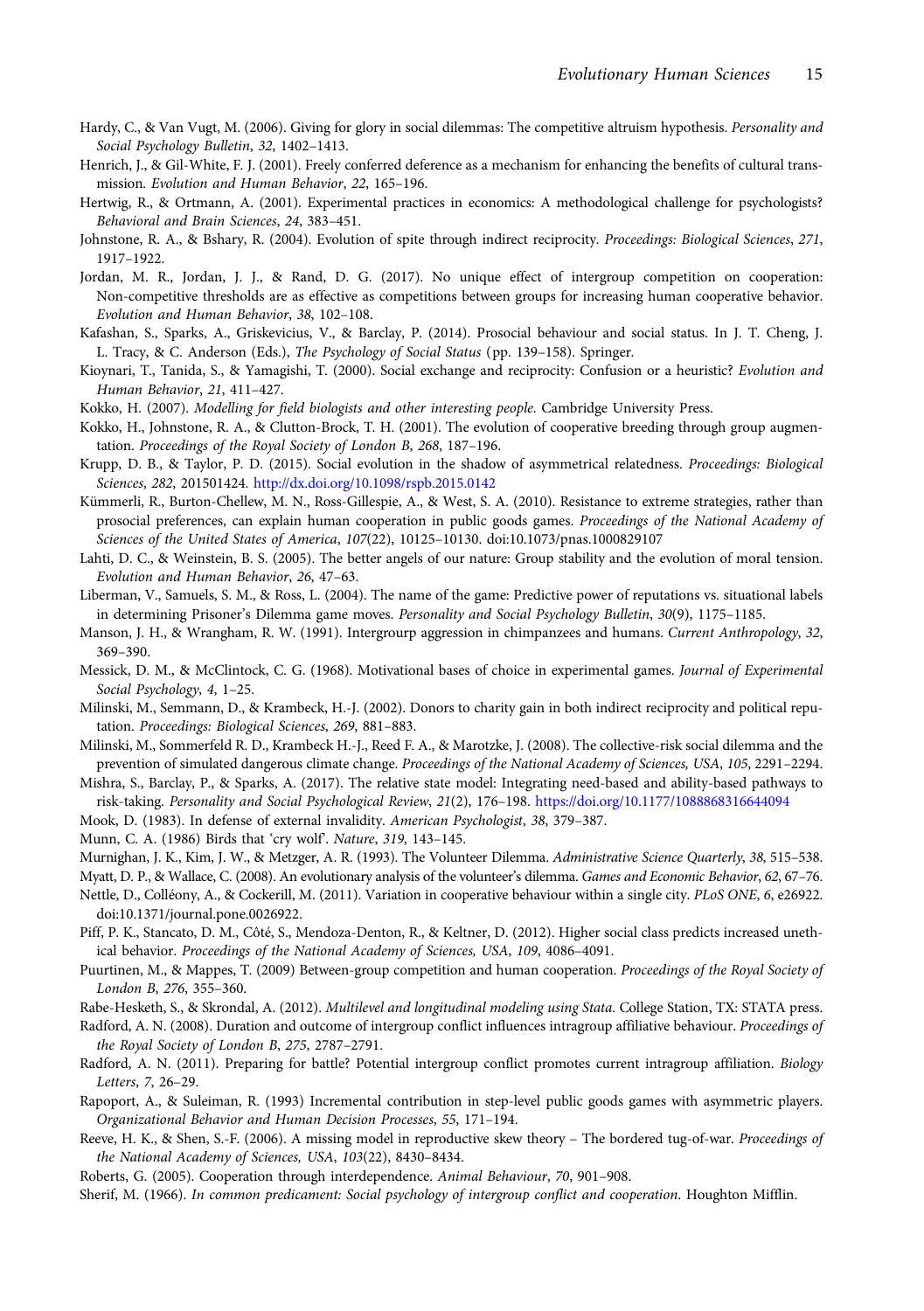Hardy, C., & Van Vugt, M. (2006). Giving for glory in social dilemmas: The competitive altruism hypothesis. *Personality and Social Psychology Bulletin*, *32*, 1402–1413.

Henrich, J., & Gil-White, F. J. (2001). Freely conferred deference as a mechanism for enhancing the benefits of cultural transmission. *Evolution and Human Behavior*, *22*, 165–196.

Hertwig, R., & Ortmann, A. (2001). Experimental practices in economics: A methodological challenge for psychologists? *Behavioral and Brain Sciences*, *24*, 383–451.

Johnstone, R. A., & Bshary, R. (2004). Evolution of spite through indirect reciprocity. *Proceedings: Biological Sciences*, *271*, 1917–1922.

Jordan, M. R., Jordan, J. J., & Rand, D. G. (2017). No unique effect of intergroup competition on cooperation: Non-competitive thresholds are as effective as competitions between groups for increasing human cooperative behavior. *Evolution and Human Behavior*, *38*, 102–108.

Kafashan, S., Sparks, A., Griskevicius, V., & Barclay, P. (2014). Prosocial behaviour and social status. In J. T. Cheng, J. L. Tracy, & C. Anderson (Eds.), *The Psychology of Social Status* (pp. 139–158). Springer.

Kioynari, T., Tanida, S., & Yamagishi, T. (2000). Social exchange and reciprocity: Confusion or a heuristic? *Evolution and Human Behavior*, *21*, 411–427.

Kokko, H. (2007). *Modelling for field biologists and other interesting people*. Cambridge University Press.

Kokko, H., Johnstone, R. A., & Clutton-Brock, T. H. (2001). The evolution of cooperative breeding through group augmentation. *Proceedings of the Royal Society of London B*, *268*, 187–196.

Krupp, D. B., & Taylor, P. D. (2015). Social evolution in the shadow of asymmetrical relatedness. *Proceedings: Biological Sciences*, *282*, 201501424. http://dx.doi.org/10.1098/rspb.2015.0142

Kümmerli, R., Burton-Chellew, M. N., Ross-Gillespie, A., & West, S. A. (2010). Resistance to extreme strategies, rather than prosocial preferences, can explain human cooperation in public goods games. *Proceedings of the National Academy of Sciences of the United States of America*, *107*(22), 10125–10130. doi:10.1073/pnas.1000829107

Lahti, D. C., & Weinstein, B. S. (2005). The better angels of our nature: Group stability and the evolution of moral tension. *Evolution and Human Behavior*, *26*, 47–63.

Liberman, V., Samuels, S. M., & Ross, L. (2004). The name of the game: Predictive power of reputations vs. situational labels in determining Prisoner's Dilemma game moves. *Personality and Social Psychology Bulletin*, *30*(9), 1175–1185.

Manson, J. H., & Wrangham, R. W. (1991). Intergrourp aggression in chimpanzees and humans. *Current Anthropology*, *32*, 369–390.

Messick, D. M., & McClintock, C. G. (1968). Motivational bases of choice in experimental games. *Journal of Experimental Social Psychology*, *4*, 1–25.

Milinski, M., Semmann, D., & Krambeck, H.-J. (2002). Donors to charity gain in both indirect reciprocity and political reputation. *Proceedings: Biological Sciences*, *269*, 881–883.

Milinski, M., Sommerfeld R. D., Krambeck H.-J., Reed F. A., & Marotzke, J. (2008). The collective-risk social dilemma and the prevention of simulated dangerous climate change. *Proceedings of the National Academy of Sciences, USA*, *105*, 2291–2294.

Mishra, S., Barclay, P., & Sparks, A. (2017). The relative state model: Integrating need-based and ability-based pathways to risk-taking. *Personality and Social Psychological Review*, *21*(2), 176–198. https://doi.org/10.1177/1088868316644094

Mook, D. (1983). In defense of external invalidity. *American Psychologist*, *38*, 379–387.

Munn, C. A. (1986) Birds that 'cry wolf'. *Nature*, *319*, 143–145.

Murnighan, J. K., Kim, J. W., & Metzger, A. R. (1993). The Volunteer Dilemma. *Administrative Science Quarterly*, *38*, 515–538.

Myatt, D. P., & Wallace, C. (2008). An evolutionary analysis of the volunteer's dilemma. *Games and Economic Behavior*, *62*, 67–76.

Nettle, D., Colléony, A., & Cockerill, M. (2011). Variation in cooperative behaviour within a single city. *PLoS ONE*, *6*, e26922. doi:10.1371/journal.pone.0026922.

Piff, P. K., Stancato, D. M., Côté, S., Mendoza-Denton, R., & Keltner, D. (2012). Higher social class predicts increased unethical behavior. *Proceedings of the National Academy of Sciences, USA*, *109*, 4086–4091.

Puurtinen, M., & Mappes, T. (2009) Between-group competition and human cooperation. *Proceedings of the Royal Society of London B*, *276*, 355–360.

Rabe-Hesketh, S., & Skrondal, A. (2012). *Multilevel and longitudinal modeling using Stata*. College Station, TX: STATA press.

Radford, A. N. (2008). Duration and outcome of intergroup conflict influences intragroup affiliative behaviour. *Proceedings of the Royal Society of London B*, *275*, 2787–2791.

Radford, A. N. (2011). Preparing for battle? Potential intergroup conflict promotes current intragroup affiliation. *Biology Letters*, *7*, 26–29.

Rapoport, A., & Suleiman, R. (1993) Incremental contribution in step-level public goods games with asymmetric players. *Organizational Behavior and Human Decision Processes*, *55*, 171–194.

Reeve, H. K., & Shen, S.-F. (2006). A missing model in reproductive skew theory – The bordered tug-of-war. *Proceedings of the National Academy of Sciences, USA*, *103*(22), 8430–8434.

Roberts, G. (2005). Cooperation through interdependence. *Animal Behaviour*, *70*, 901–908.

Sherif, M. (1966). *In common predicament: Social psychology of intergroup conflict and cooperation*. Houghton Mifflin.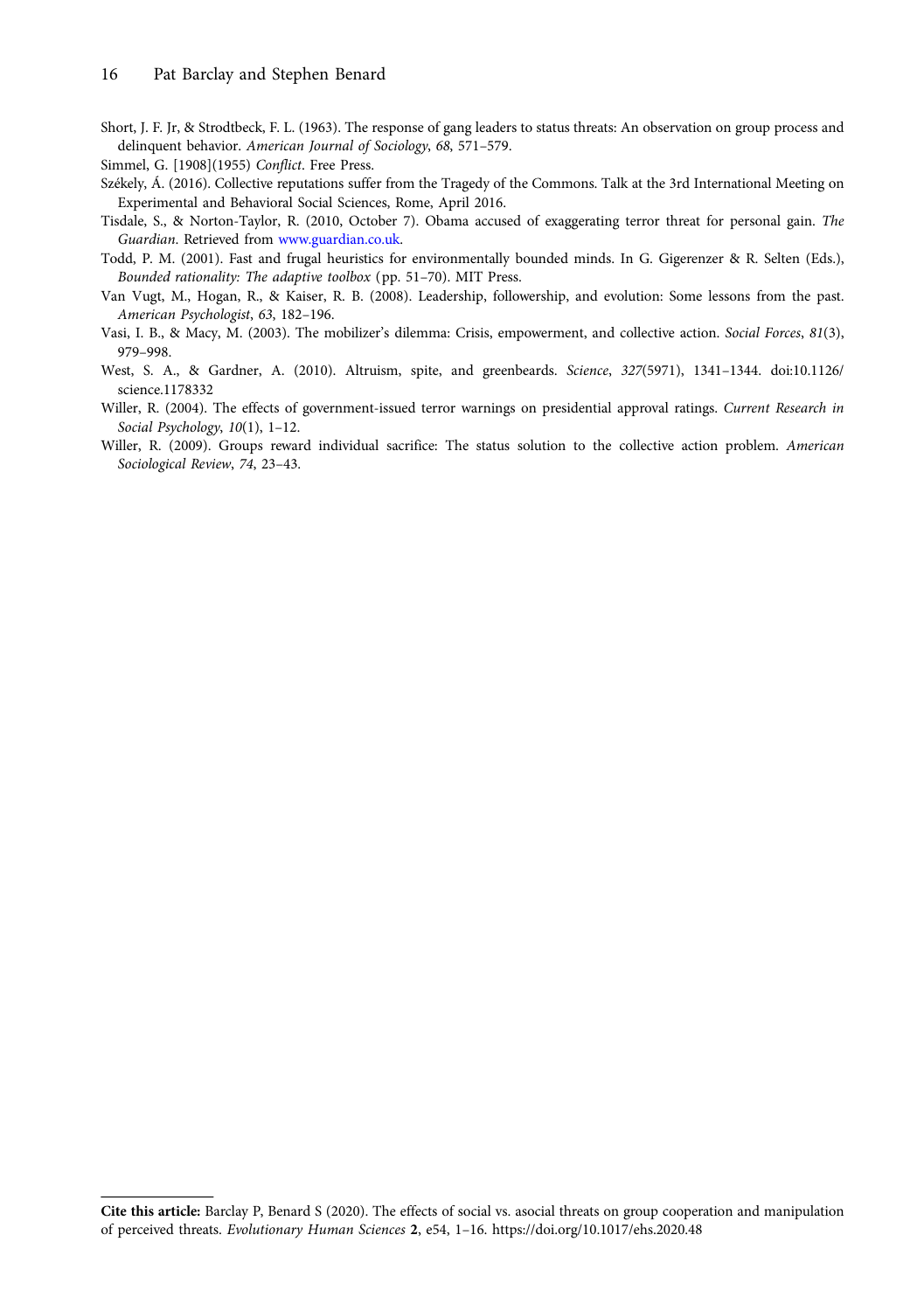Short, J. F. Jr, & Strodtbeck, F. L. (1963). The response of gang leaders to status threats: An observation on group process and delinquent behavior. *American Journal of Sociology*, *68*, 571–579.

Simmel, G. [1908](1955) *Conflict*. Free Press.

Székely, Á. (2016). Collective reputations suffer from the Tragedy of the Commons. Talk at the 3rd International Meeting on Experimental and Behavioral Social Sciences, Rome, April 2016.

Tisdale, S., & Norton-Taylor, R. (2010, October 7). Obama accused of exaggerating terror threat for personal gain. *The Guardian*. Retrieved from www.guardian.co.uk.

Todd, P. M. (2001). Fast and frugal heuristics for environmentally bounded minds. In G. Gigerenzer & R. Selten (Eds.), *Bounded rationality: The adaptive toolbox* (pp. 51–70). MIT Press.

Van Vugt, M., Hogan, R., & Kaiser, R. B. (2008). Leadership, followership, and evolution: Some lessons from the past. *American Psychologist*, *63*, 182–196.

Vasi, I. B., & Macy, M. (2003). The mobilizer's dilemma: Crisis, empowerment, and collective action. *Social Forces*, *81*(3), 979–998.

West, S. A., & Gardner, A. (2010). Altruism, spite, and greenbeards. *Science*, *327*(5971), 1341–1344. doi:10.1126/science.1178332

Willer, R. (2004). The effects of government-issued terror warnings on presidential approval ratings. *Current Research in Social Psychology*, *10*(1), 1–12.

Willer, R. (2009). Groups reward individual sacrifice: The status solution to the collective action problem. *American Sociological Review*, *74*, 23–43.

**Cite this article:** Barclay P, Benard S (2020). The effects of social vs. asocial threats on group cooperation and manipulation of perceived threats. *Evolutionary Human Sciences* **2**, e54, 1–16. https://doi.org/10.1017/ehs.2020.48